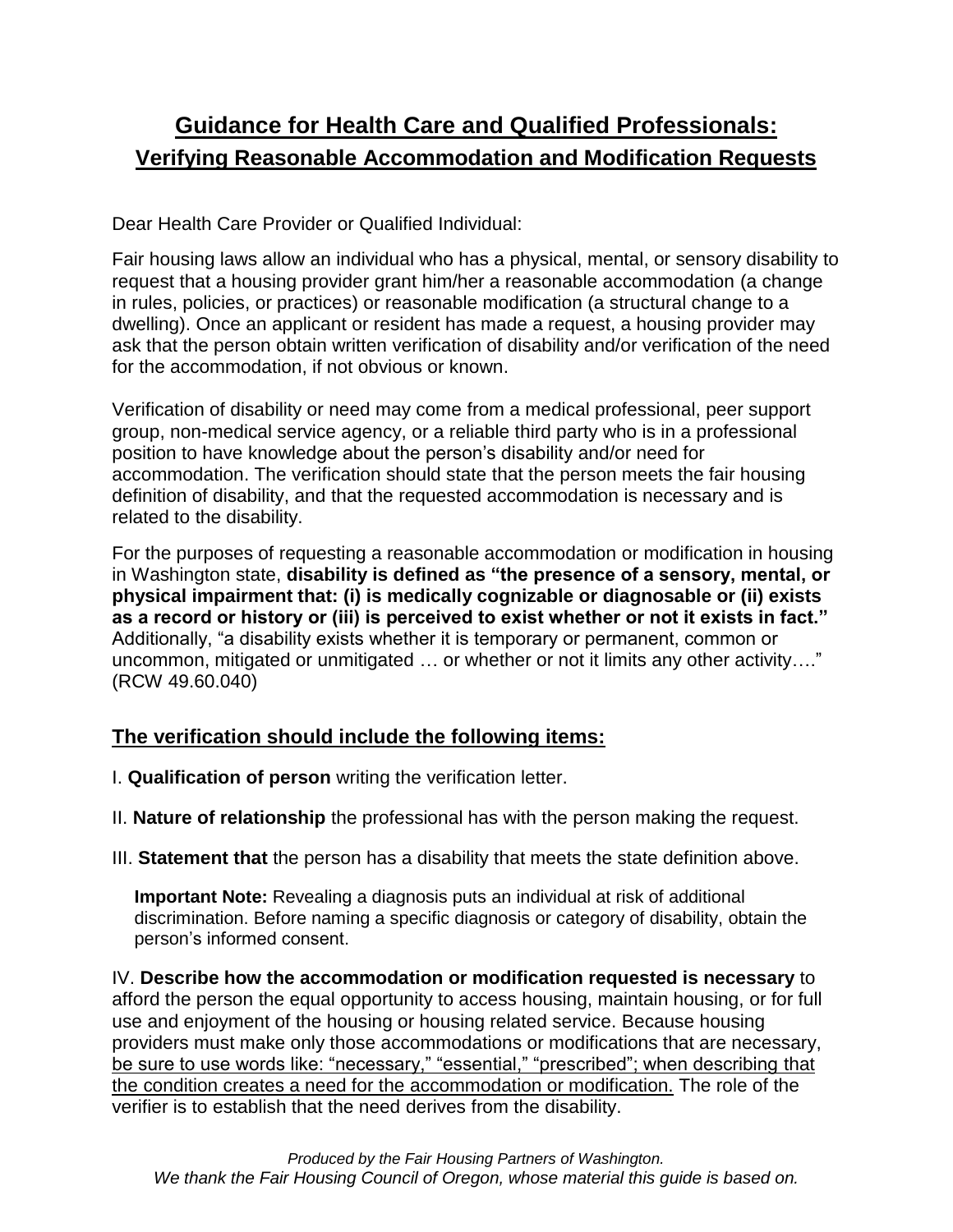# Guidance for Health Care and Qualified Professionals:
## Verifying Reasonable Accommodation and Modification Requests

Dear Health Care Provider or Qualified Individual:

Fair housing laws allow an individual who has a physical, mental, or sensory disability to request that a housing provider grant him/her a reasonable accommodation (a change in rules, policies, or practices) or reasonable modification (a structural change to a dwelling). Once an applicant or resident has made a request, a housing provider may ask that the person obtain written verification of disability and/or verification of the need for the accommodation, if not obvious or known.

Verification of disability or need may come from a medical professional, peer support group, non-medical service agency, or a reliable third party who is in a professional position to have knowledge about the person's disability and/or need for accommodation. The verification should state that the person meets the fair housing definition of disability, and that the requested accommodation is necessary and is related to the disability.

For the purposes of requesting a reasonable accommodation or modification in housing in Washington state, **disability is defined as "the presence of a sensory, mental, or physical impairment that: (i) is medically cognizable or diagnosable or (ii) exists as a record or history or (iii) is perceived to exist whether or not it exists in fact."** Additionally, "a disability exists whether it is temporary or permanent, common or uncommon, mitigated or unmitigated … or whether or not it limits any other activity…." (RCW 49.60.040)

## The verification should include the following items:

I. **Qualification of person** writing the verification letter.

II. **Nature of relationship** the professional has with the person making the request.

III. **Statement that** the person has a disability that meets the state definition above.

> **Important Note:** Revealing a diagnosis puts an individual at risk of additional discrimination. Before naming a specific diagnosis or category of disability, obtain the person's informed consent.

IV. **Describe how the accommodation or modification requested is necessary** to afford the person the equal opportunity to access housing, maintain housing, or for full use and enjoyment of the housing or housing related service. Because housing providers must make only those accommodations or modifications that are necessary, <u>be sure to use words like: "necessary," "essential," "prescribed"; when describing that the condition creates a need for the accommodation or modification.</u> The role of the verifier is to establish that the need derives from the disability.

*Produced by the Fair Housing Partners of Washington.*
*We thank the Fair Housing Council of Oregon, whose material this guide is based on.*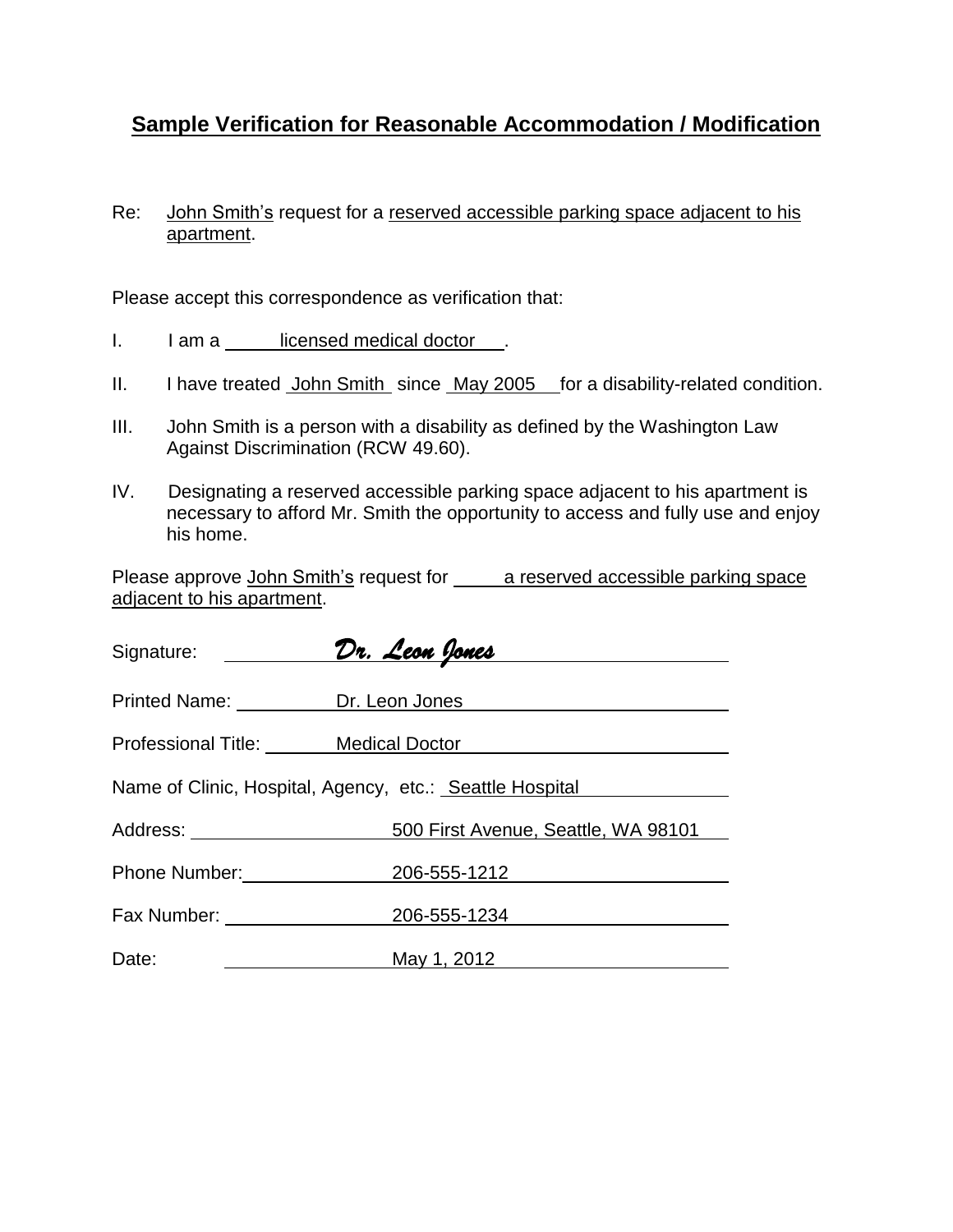# Sample Verification for Reasonable Accommodation / Modification

Re: John Smith's request for a reserved accessible parking space adjacent to his apartment.

Please accept this correspondence as verification that:

I. I am a licensed medical doctor .

II. I have treated John Smith since May 2005 for a disability-related condition.

III. John Smith is a person with a disability as defined by the Washington Law Against Discrimination (RCW 49.60).

IV. Designating a reserved accessible parking space adjacent to his apartment is necessary to afford Mr. Smith the opportunity to access and fully use and enjoy his home.

Please approve John Smith's request for a reserved accessible parking space adjacent to his apartment.

Signature: *Dr. Leon Jones*

Printed Name: Dr. Leon Jones

Professional Title: Medical Doctor

Name of Clinic, Hospital, Agency, etc.: Seattle Hospital

Address: 500 First Avenue, Seattle, WA 98101

Phone Number: 206-555-1212

Fax Number: 206-555-1234

Date: May 1, 2012